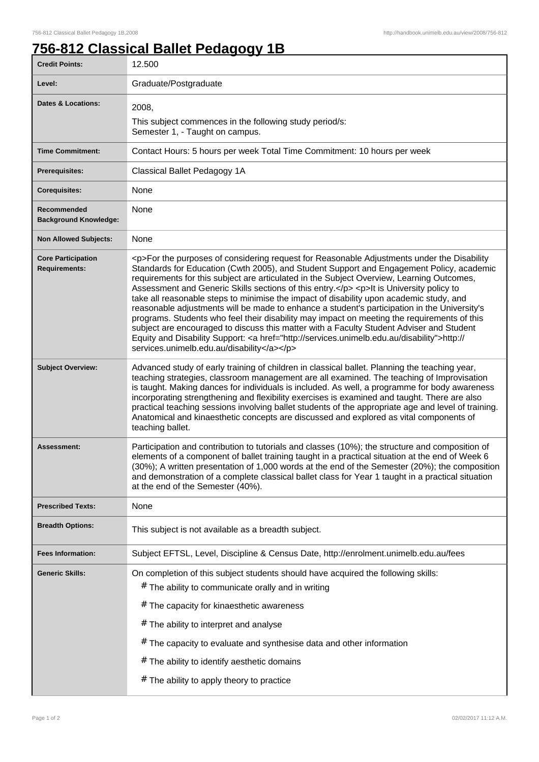# 756-812 Classical Ballet Pedagogy 1B

| | |
|---|---|
| **Credit Points:** | 12.500 |
| **Level:** | Graduate/Postgraduate |
| **Dates & Locations:** | 2008,<br>This subject commences in the following study period/s:<br>Semester 1, - Taught on campus. |
| **Time Commitment:** | Contact Hours: 5 hours per week Total Time Commitment: 10 hours per week |
| **Prerequisites:** | Classical Ballet Pedagogy 1A |
| **Corequisites:** | None |
| **Recommended Background Knowledge:** | None |
| **Non Allowed Subjects:** | None |
| **Core Participation Requirements:** | <p>For the purposes of considering request for Reasonable Adjustments under the Disability Standards for Education (Cwth 2005), and Student Support and Engagement Policy, academic requirements for this subject are articulated in the Subject Overview, Learning Outcomes, Assessment and Generic Skills sections of this entry.</p> <p>It is University policy to take all reasonable steps to minimise the impact of disability upon academic study, and reasonable adjustments will be made to enhance a student's participation in the University's programs. Students who feel their disability may impact on meeting the requirements of this subject are encouraged to discuss this matter with a Faculty Student Adviser and Student Equity and Disability Support: <a href="http://services.unimelb.edu.au/disability">http://services.unimelb.edu.au/disability</a></p> |
| **Subject Overview:** | Advanced study of early training of children in classical ballet. Planning the teaching year, teaching strategies, classroom management are all examined. The teaching of Improvisation is taught. Making dances for individuals is included. As well, a programme for body awareness incorporating strengthening and flexibility exercises is examined and taught. There are also practical teaching sessions involving ballet students of the appropriate age and level of training. Anatomical and kinaesthetic concepts are discussed and explored as vital components of teaching ballet. |
| **Assessment:** | Participation and contribution to tutorials and classes (10%); the structure and composition of elements of a component of ballet training taught in a practical situation at the end of Week 6 (30%); A written presentation of 1,000 words at the end of the Semester (20%); the composition and demonstration of a complete classical ballet class for Year 1 taught in a practical situation at the end of the Semester (40%). |
| **Prescribed Texts:** | None |
| **Breadth Options:** | This subject is not available as a breadth subject. |
| **Fees Information:** | Subject EFTSL, Level, Discipline & Census Date, http://enrolment.unimelb.edu.au/fees |
| **Generic Skills:** | On completion of this subject students should have acquired the following skills:<br># The ability to communicate orally and in writing<br># The capacity for kinaesthetic awareness<br># The ability to interpret and analyse<br># The capacity to evaluate and synthesise data and other information<br># The ability to identify aesthetic domains<br># The ability to apply theory to practice |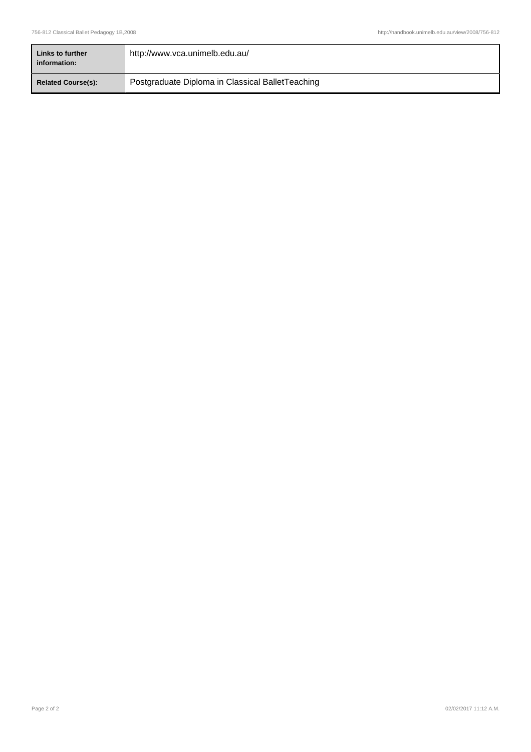| | |
|---|---|
| **Links to further information:** | http://www.vca.unimelb.edu.au/ |
| **Related Course(s):** | Postgraduate Diploma in Classical BalletTeaching |